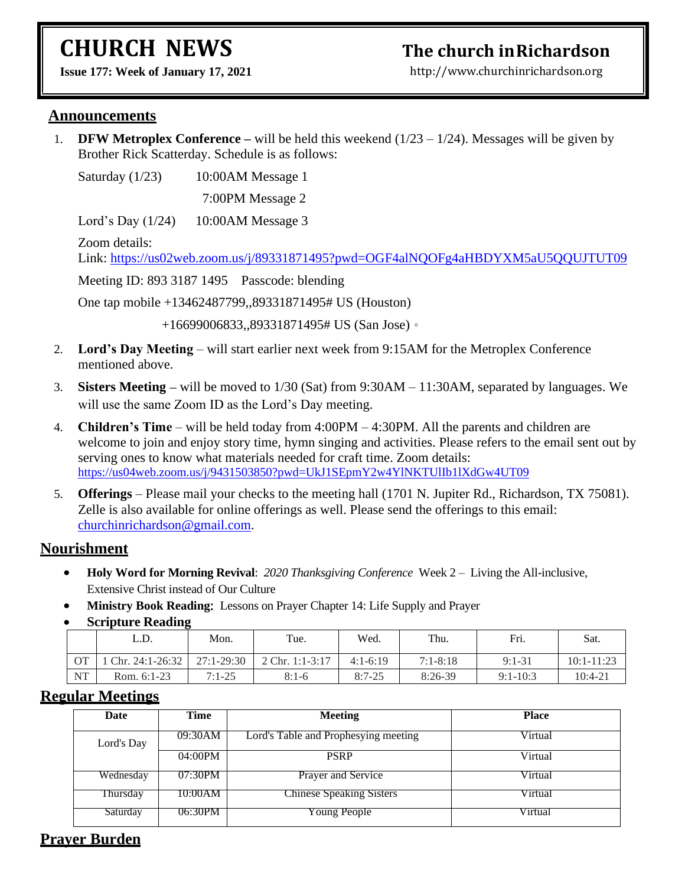# CHURCH NEWS

**Issue 177: Week of January 17, 2021**

# The church inRichardson

http://www.churchinrichardson.org

## Announcements

1. **DFW Metroplex Conference –** will be held this weekend (1/23 – 1/24). Messages will be given by Brother Rick Scatterday. Schedule is as follows:

   Saturday (1/23) 10:00AM Message 1

   7:00PM Message 2

   Lord's Day (1/24) 10:00AM Message 3

   Zoom details:
   Link: https://us02web.zoom.us/j/89331871495?pwd=OGF4alNQOFg4aHBDYXM5aU5QQUJTUT09

   Meeting ID: 893 3187 1495 Passcode: blending

   One tap mobile +13462487799,,89331871495# US (Houston)

   +16699006833,,89331871495# US (San Jose)。

2. **Lord's Day Meeting** – will start earlier next week from 9:15AM for the Metroplex Conference mentioned above.

3. **Sisters Meeting –** will be moved to 1/30 (Sat) from 9:30AM – 11:30AM, separated by languages. We will use the same Zoom ID as the Lord's Day meeting.

4. **Children's Time** – will be held today from 4:00PM – 4:30PM. All the parents and children are welcome to join and enjoy story time, hymn singing and activities. Please refers to the email sent out by serving ones to know what materials needed for craft time. Zoom details: https://us04web.zoom.us/j/9431503850?pwd=UkJ1SEpmY2w4YlNKTUlIb1lXdGw4UT09

5. **Offerings** – Please mail your checks to the meeting hall (1701 N. Jupiter Rd., Richardson, TX 75081). Zelle is also available for online offerings as well. Please send the offerings to this email: churchinrichardson@gmail.com.

## Nourishment

- **Holy Word for Morning Revival**: *2020 Thanksgiving Conference* Week 2 – Living the All-inclusive, Extensive Christ instead of Our Culture
- **Ministry Book Reading**: Lessons on Prayer Chapter 14: Life Supply and Prayer
- **Scripture Reading**

| | L.D. | Mon. | Tue. | Wed. | Thu. | Fri. | Sat. |
|---|---|---|---|---|---|---|---|
| OT | 1 Chr. 24:1-26:32 | 27:1-29:30 | 2 Chr. 1:1-3:17 | 4:1-6:19 | 7:1-8:18 | 9:1-31 | 10:1-11:23 |
| NT | Rom. 6:1-23 | 7:1-25 | 8:1-6 | 8:7-25 | 8:26-39 | 9:1-10:3 | 10:4-21 |

## Regular Meetings

| Date | Time | Meeting | Place |
|---|---|---|---|
| Lord's Day | 09:30AM | Lord's Table and Prophesying meeting | Virtual |
| | 04:00PM | PSRP | Virtual |
| Wednesday | 07:30PM | Prayer and Service | Virtual |
| Thursday | 10:00AM | Chinese Speaking Sisters | Virtual |
| Saturday | 06:30PM | Young People | Virtual |

## Prayer Burden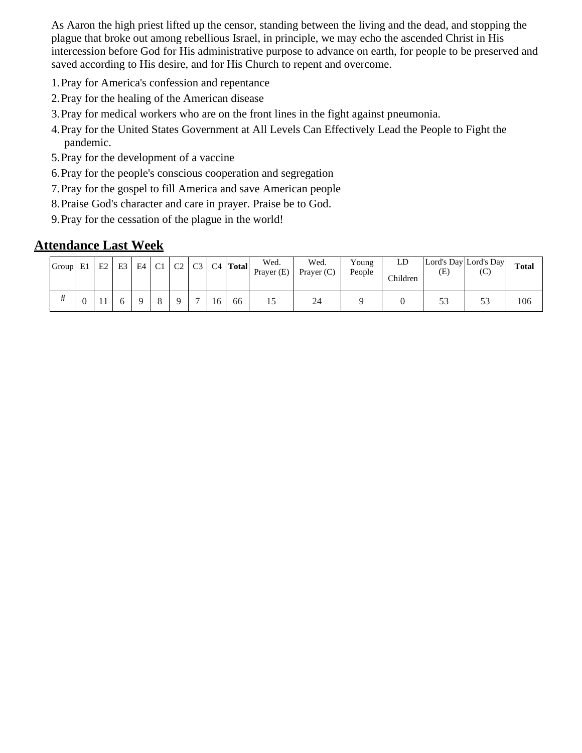As Aaron the high priest lifted up the censor, standing between the living and the dead, and stopping the plague that broke out among rebellious Israel, in principle, we may echo the ascended Christ in His intercession before God for His administrative purpose to advance on earth, for people to be preserved and saved according to His desire, and for His Church to repent and overcome.

1. Pray for America's confession and repentance
2. Pray for the healing of the American disease
3. Pray for medical workers who are on the front lines in the fight against pneumonia.
4. Pray for the United States Government at All Levels Can Effectively Lead the People to Fight the pandemic.
5. Pray for the development of a vaccine
6. Pray for the people's conscious cooperation and segregation
7. Pray for the gospel to fill America and save American people
8. Praise God's character and care in prayer. Praise be to God.
9. Pray for the cessation of the plague in the world!

## Attendance Last Week

| Group | E1 | E2 | E3 | E4 | C1 | C2 | C3 | C4 | **Total** | Wed. Prayer (E) | Wed. Prayer (C) | Young People | LD Children | Lord's Day (E) | Lord's Day (C) | **Total** |
|---|---|---|---|---|---|---|---|---|---|---|---|---|---|---|---|---|
| # | 0 | 11 | 6 | 9 | 8 | 9 | 7 | 16 | 66 | 15 | 24 | 9 | 0 | 53 | 53 | 106 |